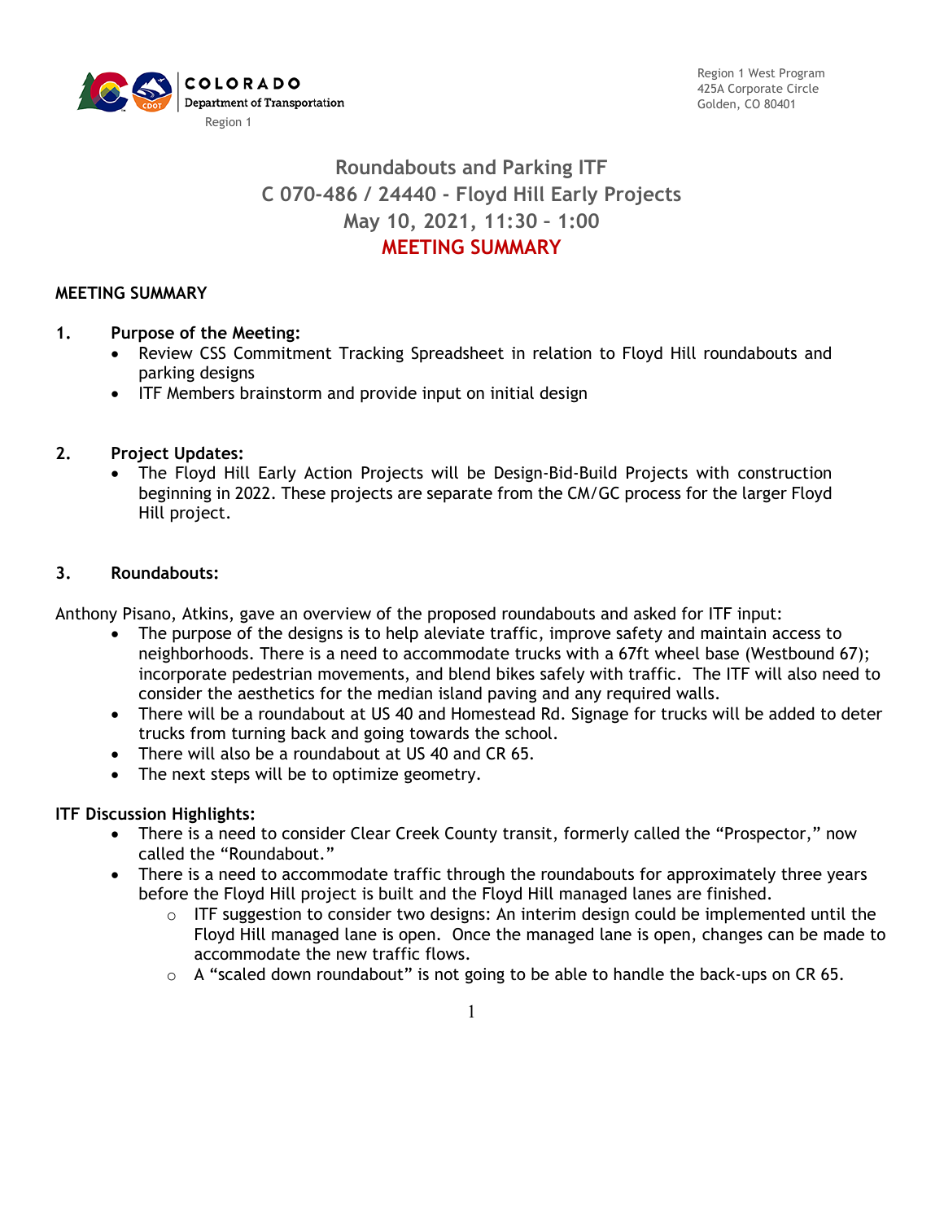COLORADO Department of Transportation

Region 1

Region 1 West Program
425A Corporate Circle
Golden, CO 80401

# Roundabouts and Parking ITF
# C 070-486 / 24440 - Floyd Hill Early Projects
# May 10, 2021, 11:30 – 1:00
# MEETING SUMMARY

## MEETING SUMMARY

### 1. Purpose of the Meeting:

- Review CSS Commitment Tracking Spreadsheet in relation to Floyd Hill roundabouts and parking designs
- ITF Members brainstorm and provide input on initial design

### 2. Project Updates:

- The Floyd Hill Early Action Projects will be Design-Bid-Build Projects with construction beginning in 2022. These projects are separate from the CM/GC process for the larger Floyd Hill project.

### 3. Roundabouts:

Anthony Pisano, Atkins, gave an overview of the proposed roundabouts and asked for ITF input:

- The purpose of the designs is to help aleviate traffic, improve safety and maintain access to neighborhoods. There is a need to accommodate trucks with a 67ft wheel base (Westbound 67); incorporate pedestrian movements, and blend bikes safely with traffic. The ITF will also need to consider the aesthetics for the median island paving and any required walls.
- There will be a roundabout at US 40 and Homestead Rd. Signage for trucks will be added to deter trucks from turning back and going towards the school.
- There will also be a roundabout at US 40 and CR 65.
- The next steps will be to optimize geometry.

**ITF Discussion Highlights:**

- There is a need to consider Clear Creek County transit, formerly called the "Prospector," now called the "Roundabout."
- There is a need to accommodate traffic through the roundabouts for approximately three years before the Floyd Hill project is built and the Floyd Hill managed lanes are finished.
  - ITF suggestion to consider two designs: An interim design could be implemented until the Floyd Hill managed lane is open. Once the managed lane is open, changes can be made to accommodate the new traffic flows.
  - A "scaled down roundabout" is not going to be able to handle the back-ups on CR 65.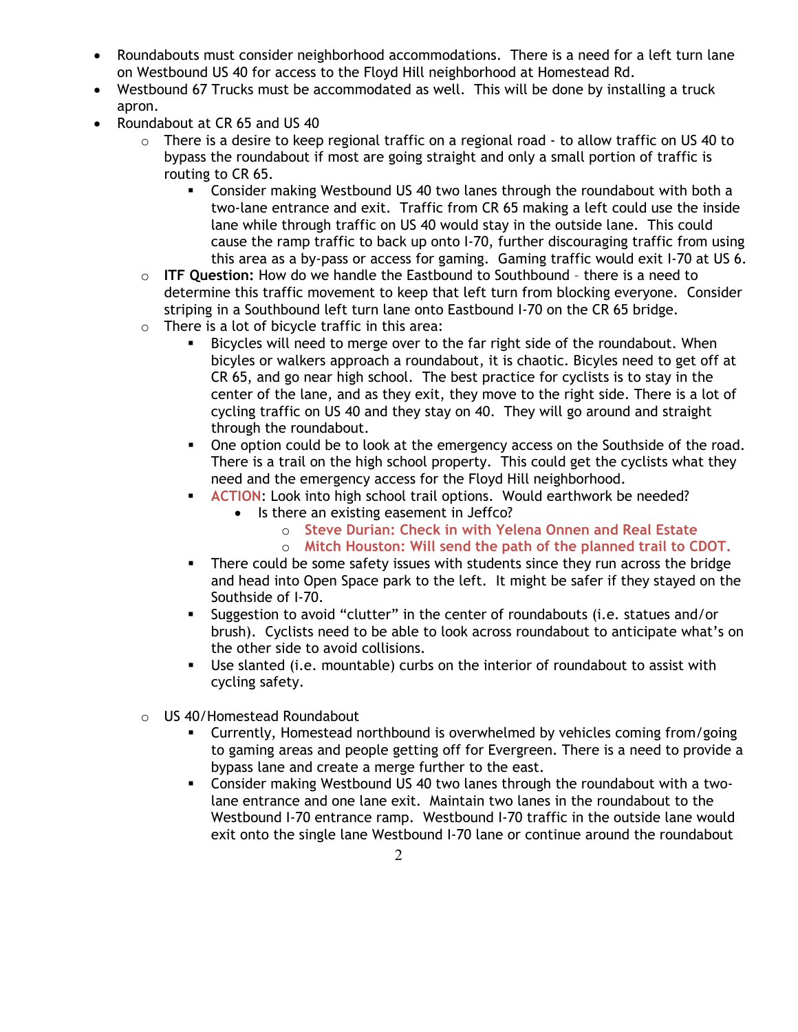- Roundabouts must consider neighborhood accommodations. There is a need for a left turn lane on Westbound US 40 for access to the Floyd Hill neighborhood at Homestead Rd.
- Westbound 67 Trucks must be accommodated as well. This will be done by installing a truck apron.
- Roundabout at CR 65 and US 40
  - There is a desire to keep regional traffic on a regional road - to allow traffic on US 40 to bypass the roundabout if most are going straight and only a small portion of traffic is routing to CR 65.
    - Consider making Westbound US 40 two lanes through the roundabout with both a two-lane entrance and exit. Traffic from CR 65 making a left could use the inside lane while through traffic on US 40 would stay in the outside lane. This could cause the ramp traffic to back up onto I-70, further discouraging traffic from using this area as a by-pass or access for gaming. Gaming traffic would exit I-70 at US 6.
  - **ITF Question:** How do we handle the Eastbound to Southbound – there is a need to determine this traffic movement to keep that left turn from blocking everyone. Consider striping in a Southbound left turn lane onto Eastbound I-70 on the CR 65 bridge.
  - There is a lot of bicycle traffic in this area:
    - Bicycles will need to merge over to the far right side of the roundabout. When bicyles or walkers approach a roundabout, it is chaotic. Bicyles need to get off at CR 65, and go near high school. The best practice for cyclists is to stay in the center of the lane, and as they exit, they move to the right side. There is a lot of cycling traffic on US 40 and they stay on 40. They will go around and straight through the roundabout.
    - One option could be to look at the emergency access on the Southside of the road. There is a trail on the high school property. This could get the cyclists what they need and the emergency access for the Floyd Hill neighborhood.
    - ACTION: Look into high school trail options. Would earthwork be needed?
      - Is there an existing easement in Jeffco?
        - **Steve Durian: Check in with Yelena Onnen and Real Estate**
        - **Mitch Houston: Will send the path of the planned trail to CDOT.**
    - There could be some safety issues with students since they run across the bridge and head into Open Space park to the left. It might be safer if they stayed on the Southside of I-70.
    - Suggestion to avoid "clutter" in the center of roundabouts (i.e. statues and/or brush). Cyclists need to be able to look across roundabout to anticipate what's on the other side to avoid collisions.
    - Use slanted (i.e. mountable) curbs on the interior of roundabout to assist with cycling safety.

  - US 40/Homestead Roundabout
    - Currently, Homestead northbound is overwhelmed by vehicles coming from/going to gaming areas and people getting off for Evergreen. There is a need to provide a bypass lane and create a merge further to the east.
    - Consider making Westbound US 40 two lanes through the roundabout with a two-lane entrance and one lane exit. Maintain two lanes in the roundabout to the Westbound I-70 entrance ramp. Westbound I-70 traffic in the outside lane would exit onto the single lane Westbound I-70 lane or continue around the roundabout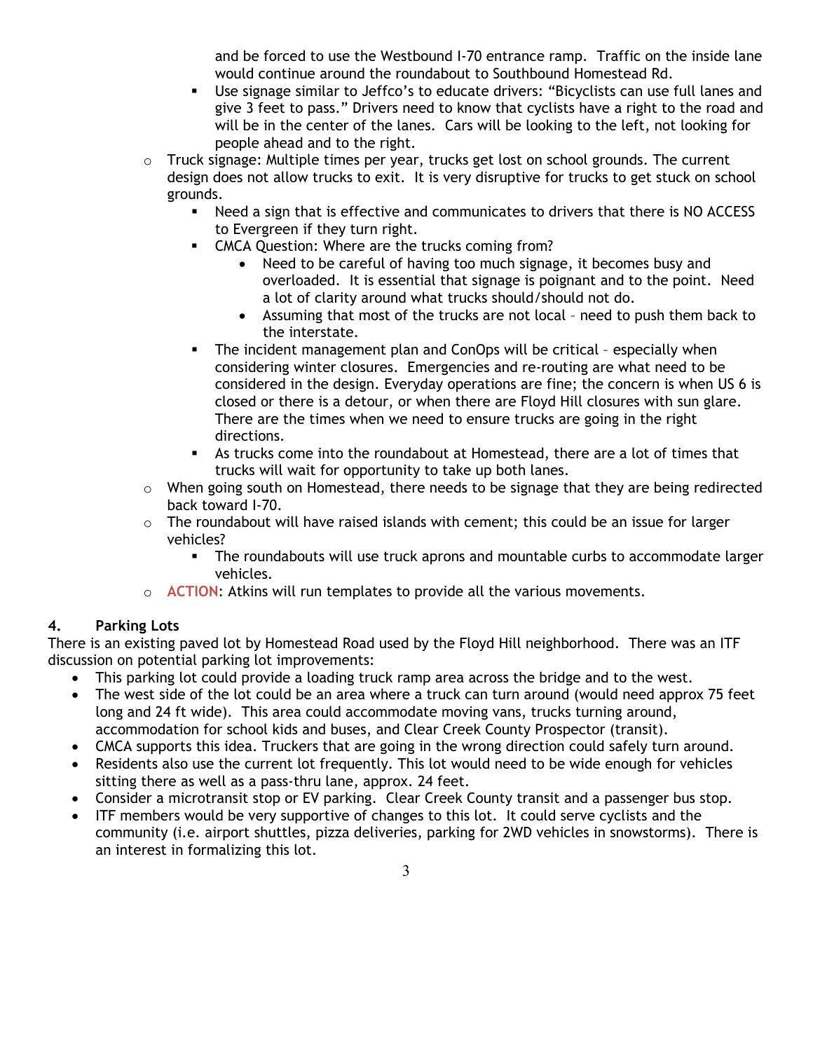and be forced to use the Westbound I-70 entrance ramp. Traffic on the inside lane would continue around the roundabout to Southbound Homestead Rd.

    - Use signage similar to Jeffco's to educate drivers: "Bicyclists can use full lanes and give 3 feet to pass." Drivers need to know that cyclists have a right to the road and will be in the center of the lanes. Cars will be looking to the left, not looking for people ahead and to the right.

- Truck signage: Multiple times per year, trucks get lost on school grounds. The current design does not allow trucks to exit. It is very disruptive for trucks to get stuck on school grounds.
    - Need a sign that is effective and communicates to drivers that there is NO ACCESS to Evergreen if they turn right.
    - CMCA Question: Where are the trucks coming from?
        - Need to be careful of having too much signage, it becomes busy and overloaded. It is essential that signage is poignant and to the point. Need a lot of clarity around what trucks should/should not do.
        - Assuming that most of the trucks are not local – need to push them back to the interstate.
    - The incident management plan and ConOps will be critical – especially when considering winter closures. Emergencies and re-routing are what need to be considered in the design. Everyday operations are fine; the concern is when US 6 is closed or there is a detour, or when there are Floyd Hill closures with sun glare. There are the times when we need to ensure trucks are going in the right directions.
    - As trucks come into the roundabout at Homestead, there are a lot of times that trucks will wait for opportunity to take up both lanes.
- When going south on Homestead, there needs to be signage that they are being redirected back toward I-70.
- The roundabout will have raised islands with cement; this could be an issue for larger vehicles?
    - The roundabouts will use truck aprons and mountable curbs to accommodate larger vehicles.
- **ACTION**: Atkins will run templates to provide all the various movements.

## 4. Parking Lots

There is an existing paved lot by Homestead Road used by the Floyd Hill neighborhood. There was an ITF discussion on potential parking lot improvements:

- This parking lot could provide a loading truck ramp area across the bridge and to the west.
- The west side of the lot could be an area where a truck can turn around (would need approx 75 feet long and 24 ft wide). This area could accommodate moving vans, trucks turning around, accommodation for school kids and buses, and Clear Creek County Prospector (transit).
- CMCA supports this idea. Truckers that are going in the wrong direction could safely turn around.
- Residents also use the current lot frequently. This lot would need to be wide enough for vehicles sitting there as well as a pass-thru lane, approx. 24 feet.
- Consider a microtransit stop or EV parking. Clear Creek County transit and a passenger bus stop.
- ITF members would be very supportive of changes to this lot. It could serve cyclists and the community (i.e. airport shuttles, pizza deliveries, parking for 2WD vehicles in snowstorms). There is an interest in formalizing this lot.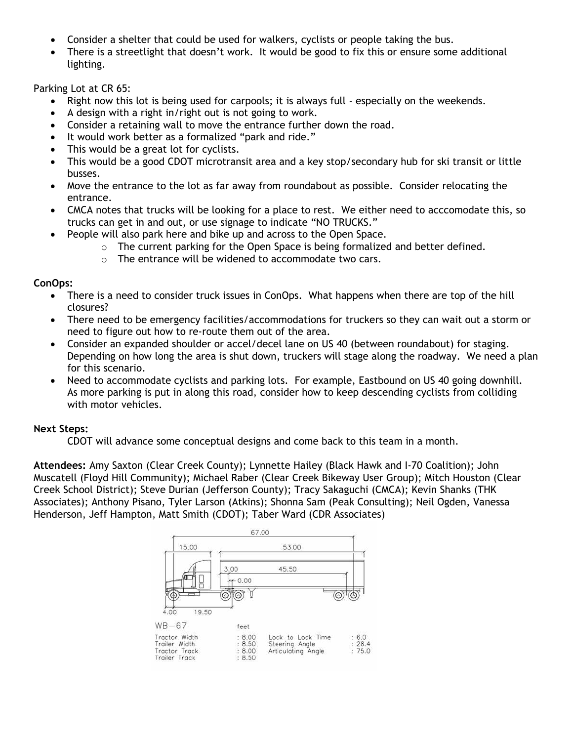- Consider a shelter that could be used for walkers, cyclists or people taking the bus.
- There is a streetlight that doesn't work. It would be good to fix this or ensure some additional lighting.

Parking Lot at CR 65:

- Right now this lot is being used for carpools; it is always full - especially on the weekends.
- A design with a right in/right out is not going to work.
- Consider a retaining wall to move the entrance further down the road.
- It would work better as a formalized "park and ride."
- This would be a great lot for cyclists.
- This would be a good CDOT microtransit area and a key stop/secondary hub for ski transit or little busses.
- Move the entrance to the lot as far away from roundabout as possible. Consider relocating the entrance.
- CMCA notes that trucks will be looking for a place to rest. We either need to acccomodate this, so trucks can get in and out, or use signage to indicate "NO TRUCKS."
- People will also park here and bike up and across to the Open Space.
    - The current parking for the Open Space is being formalized and better defined.
    - The entrance will be widened to accommodate two cars.

**ConOps:**

- There is a need to consider truck issues in ConOps. What happens when there are top of the hill closures?
- There need to be emergency facilities/accommodations for truckers so they can wait out a storm or need to figure out how to re-route them out of the area.
- Consider an expanded shoulder or accel/decel lane on US 40 (between roundabout) for staging. Depending on how long the area is shut down, truckers will stage along the roadway. We need a plan for this scenario.
- Need to accommodate cyclists and parking lots. For example, Eastbound on US 40 going downhill. As more parking is put in along this road, consider how to keep descending cyclists from colliding with motor vehicles.

**Next Steps:**

CDOT will advance some conceptual designs and come back to this team in a month.

**Attendees:** Amy Saxton (Clear Creek County); Lynnette Hailey (Black Hawk and I-70 Coalition); John Muscatell (Floyd Hill Community); Michael Raber (Clear Creek Bikeway User Group); Mitch Houston (Clear Creek School District); Steve Durian (Jefferson County); Tracy Sakaguchi (CMCA); Kevin Shanks (THK Associates); Anthony Pisano, Tyler Larson (Atkins); Shonna Sam (Peak Consulting); Neil Ogden, Vanessa Henderson, Jeff Hampton, Matt Smith (CDOT); Taber Ward (CDR Associates)

67.00
15.00
53.00
3.00
45.50
0.00
4.00
19.50

WB-67
feet

Tractor Width : 8.00
Trailer Width : 8.50
Tractor Track : 8.00
Trailer Track : 8.50
Lock to Lock Time : 6.0
Steering Angle : 28.4
Articulating Angle : 75.0